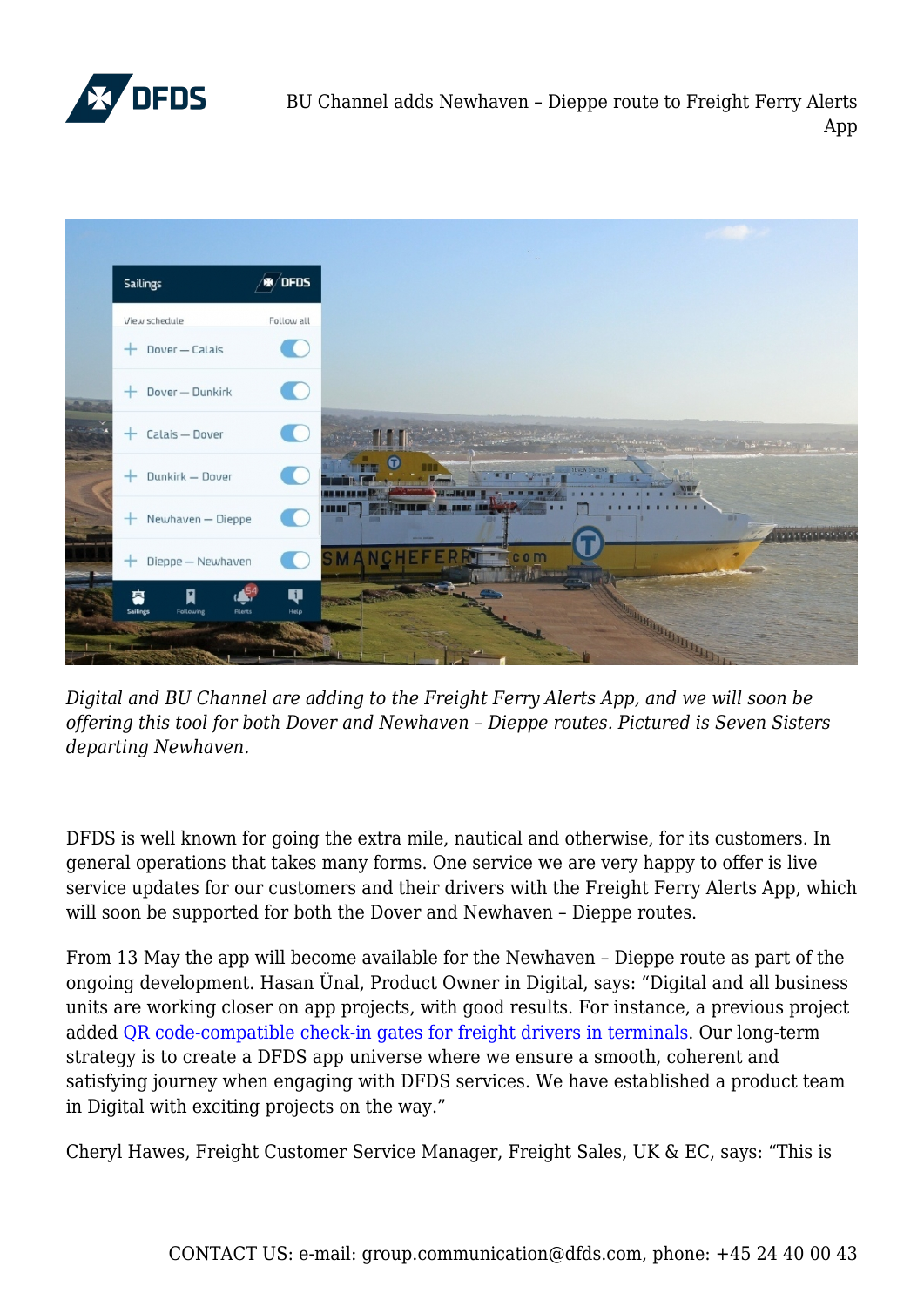# BU Channel adds Newhaven – Dieppe route to Freight Ferry Alerts App

*Digital and BU Channel are adding to the Freight Ferry Alerts App, and we will soon be offering this tool for both Dover and Newhaven – Dieppe routes. Pictured is Seven Sisters departing Newhaven.*

DFDS is well known for going the extra mile, nautical and otherwise, for its customers. In general operations that takes many forms. One service we are very happy to offer is live service updates for our customers and their drivers with the Freight Ferry Alerts App, which will soon be supported for both the Dover and Newhaven – Dieppe routes.

From 13 May the app will become available for the Newhaven – Dieppe route as part of the ongoing development. Hasan Ünal, Product Owner in Digital, says: "Digital and all business units are working closer on app projects, with good results. For instance, a previous project added QR code-compatible check-in gates for freight drivers in terminals. Our long-term strategy is to create a DFDS app universe where we ensure a smooth, coherent and satisfying journey when engaging with DFDS services. We have established a product team in Digital with exciting projects on the way."

Cheryl Hawes, Freight Customer Service Manager, Freight Sales, UK & EC, says: "This is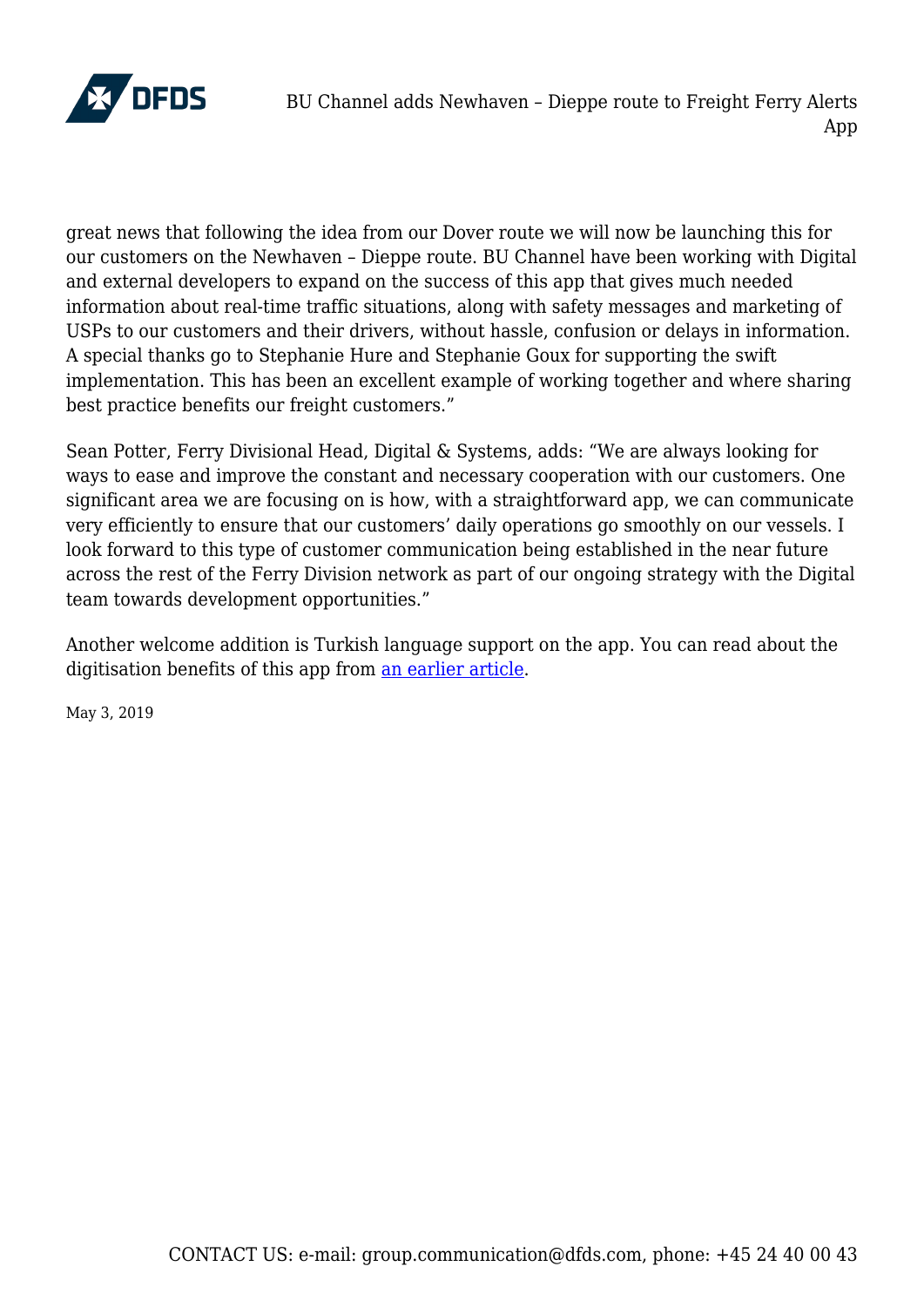great news that following the idea from our Dover route we will now be launching this for our customers on the Newhaven – Dieppe route. BU Channel have been working with Digital and external developers to expand on the success of this app that gives much needed information about real-time traffic situations, along with safety messages and marketing of USPs to our customers and their drivers, without hassle, confusion or delays in information. A special thanks go to Stephanie Hure and Stephanie Goux for supporting the swift implementation. This has been an excellent example of working together and where sharing best practice benefits our freight customers."

Sean Potter, Ferry Divisional Head, Digital & Systems, adds: "We are always looking for ways to ease and improve the constant and necessary cooperation with our customers. One significant area we are focusing on is how, with a straightforward app, we can communicate very efficiently to ensure that our customers' daily operations go smoothly on our vessels. I look forward to this type of customer communication being established in the near future across the rest of the Ferry Division network as part of our ongoing strategy with the Digital team towards development opportunities."

Another welcome addition is Turkish language support on the app. You can read about the digitisation benefits of this app from an earlier article.

May 3, 2019